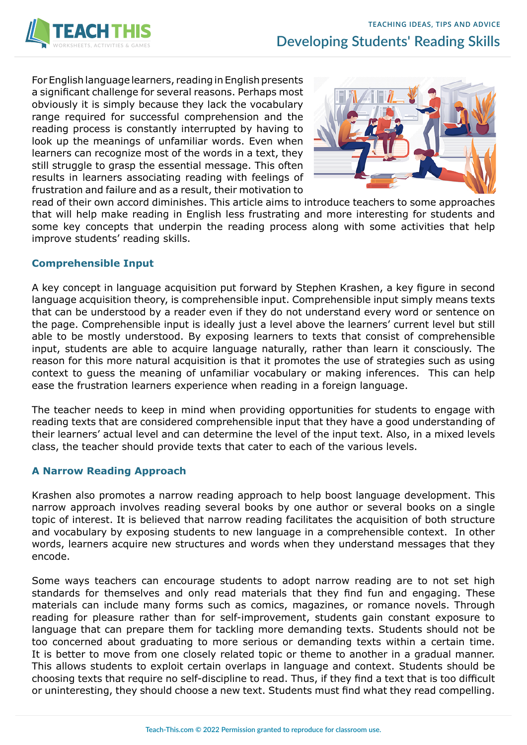# Developing Students' Reading Skills

For English language learners, reading in English presents a significant challenge for several reasons. Perhaps most obviously it is simply because they lack the vocabulary range required for successful comprehension and the reading process is constantly interrupted by having to look up the meanings of unfamiliar words. Even when learners can recognize most of the words in a text, they still struggle to grasp the essential message. This often results in learners associating reading with feelings of frustration and failure and as a result, their motivation to read of their own accord diminishes. This article aims to introduce teachers to some approaches that will help make reading in English less frustrating and more interesting for students and some key concepts that underpin the reading process along with some activities that help improve students' reading skills.

## Comprehensible Input

A key concept in language acquisition put forward by Stephen Krashen, a key figure in second language acquisition theory, is comprehensible input. Comprehensible input simply means texts that can be understood by a reader even if they do not understand every word or sentence on the page. Comprehensible input is ideally just a level above the learners' current level but still able to be mostly understood. By exposing learners to texts that consist of comprehensible input, students are able to acquire language naturally, rather than learn it consciously. The reason for this more natural acquisition is that it promotes the use of strategies such as using context to guess the meaning of unfamiliar vocabulary or making inferences. This can help ease the frustration learners experience when reading in a foreign language.

The teacher needs to keep in mind when providing opportunities for students to engage with reading texts that are considered comprehensible input that they have a good understanding of their learners' actual level and can determine the level of the input text. Also, in a mixed levels class, the teacher should provide texts that cater to each of the various levels.

## A Narrow Reading Approach

Krashen also promotes a narrow reading approach to help boost language development. This narrow approach involves reading several books by one author or several books on a single topic of interest. It is believed that narrow reading facilitates the acquisition of both structure and vocabulary by exposing students to new language in a comprehensible context. In other words, learners acquire new structures and words when they understand messages that they encode.

Some ways teachers can encourage students to adopt narrow reading are to not set high standards for themselves and only read materials that they find fun and engaging. These materials can include many forms such as comics, magazines, or romance novels. Through reading for pleasure rather than for self-improvement, students gain constant exposure to language that can prepare them for tackling more demanding texts. Students should not be too concerned about graduating to more serious or demanding texts within a certain time. It is better to move from one closely related topic or theme to another in a gradual manner. This allows students to exploit certain overlaps in language and context. Students should be choosing texts that require no self-discipline to read. Thus, if they find a text that is too difficult or uninteresting, they should choose a new text. Students must find what they read compelling.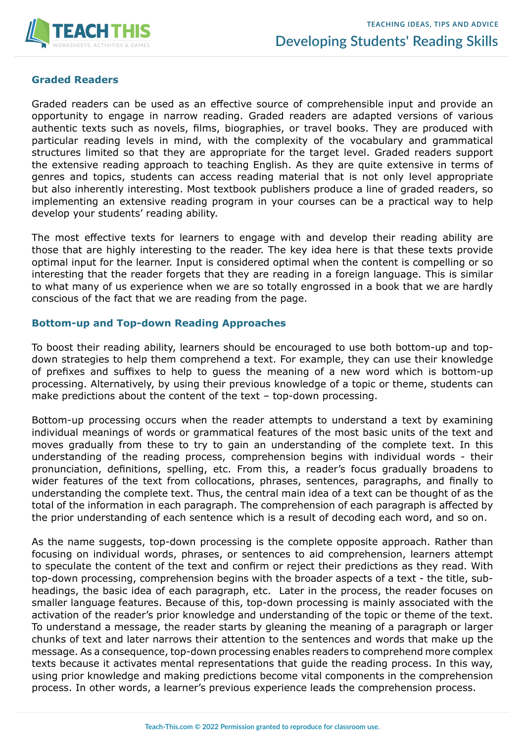### Graded Readers

Graded readers can be used as an effective source of comprehensible input and provide an opportunity to engage in narrow reading. Graded readers are adapted versions of various authentic texts such as novels, films, biographies, or travel books. They are produced with particular reading levels in mind, with the complexity of the vocabulary and grammatical structures limited so that they are appropriate for the target level. Graded readers support the extensive reading approach to teaching English. As they are quite extensive in terms of genres and topics, students can access reading material that is not only level appropriate but also inherently interesting. Most textbook publishers produce a line of graded readers, so implementing an extensive reading program in your courses can be a practical way to help develop your students' reading ability.

The most effective texts for learners to engage with and develop their reading ability are those that are highly interesting to the reader. The key idea here is that these texts provide optimal input for the learner. Input is considered optimal when the content is compelling or so interesting that the reader forgets that they are reading in a foreign language. This is similar to what many of us experience when we are so totally engrossed in a book that we are hardly conscious of the fact that we are reading from the page.

### Bottom-up and Top-down Reading Approaches

To boost their reading ability, learners should be encouraged to use both bottom-up and top-down strategies to help them comprehend a text. For example, they can use their knowledge of prefixes and suffixes to help to guess the meaning of a new word which is bottom-up processing. Alternatively, by using their previous knowledge of a topic or theme, students can make predictions about the content of the text – top-down processing.

Bottom-up processing occurs when the reader attempts to understand a text by examining individual meanings of words or grammatical features of the most basic units of the text and moves gradually from these to try to gain an understanding of the complete text. In this understanding of the reading process, comprehension begins with individual words - their pronunciation, definitions, spelling, etc. From this, a reader's focus gradually broadens to wider features of the text from collocations, phrases, sentences, paragraphs, and finally to understanding the complete text. Thus, the central main idea of a text can be thought of as the total of the information in each paragraph. The comprehension of each paragraph is affected by the prior understanding of each sentence which is a result of decoding each word, and so on.

As the name suggests, top-down processing is the complete opposite approach. Rather than focusing on individual words, phrases, or sentences to aid comprehension, learners attempt to speculate the content of the text and confirm or reject their predictions as they read. With top-down processing, comprehension begins with the broader aspects of a text - the title, sub-headings, the basic idea of each paragraph, etc. Later in the process, the reader focuses on smaller language features. Because of this, top-down processing is mainly associated with the activation of the reader's prior knowledge and understanding of the topic or theme of the text. To understand a message, the reader starts by gleaning the meaning of a paragraph or larger chunks of text and later narrows their attention to the sentences and words that make up the message. As a consequence, top-down processing enables readers to comprehend more complex texts because it activates mental representations that guide the reading process. In this way, using prior knowledge and making predictions become vital components in the comprehension process. In other words, a learner's previous experience leads the comprehension process.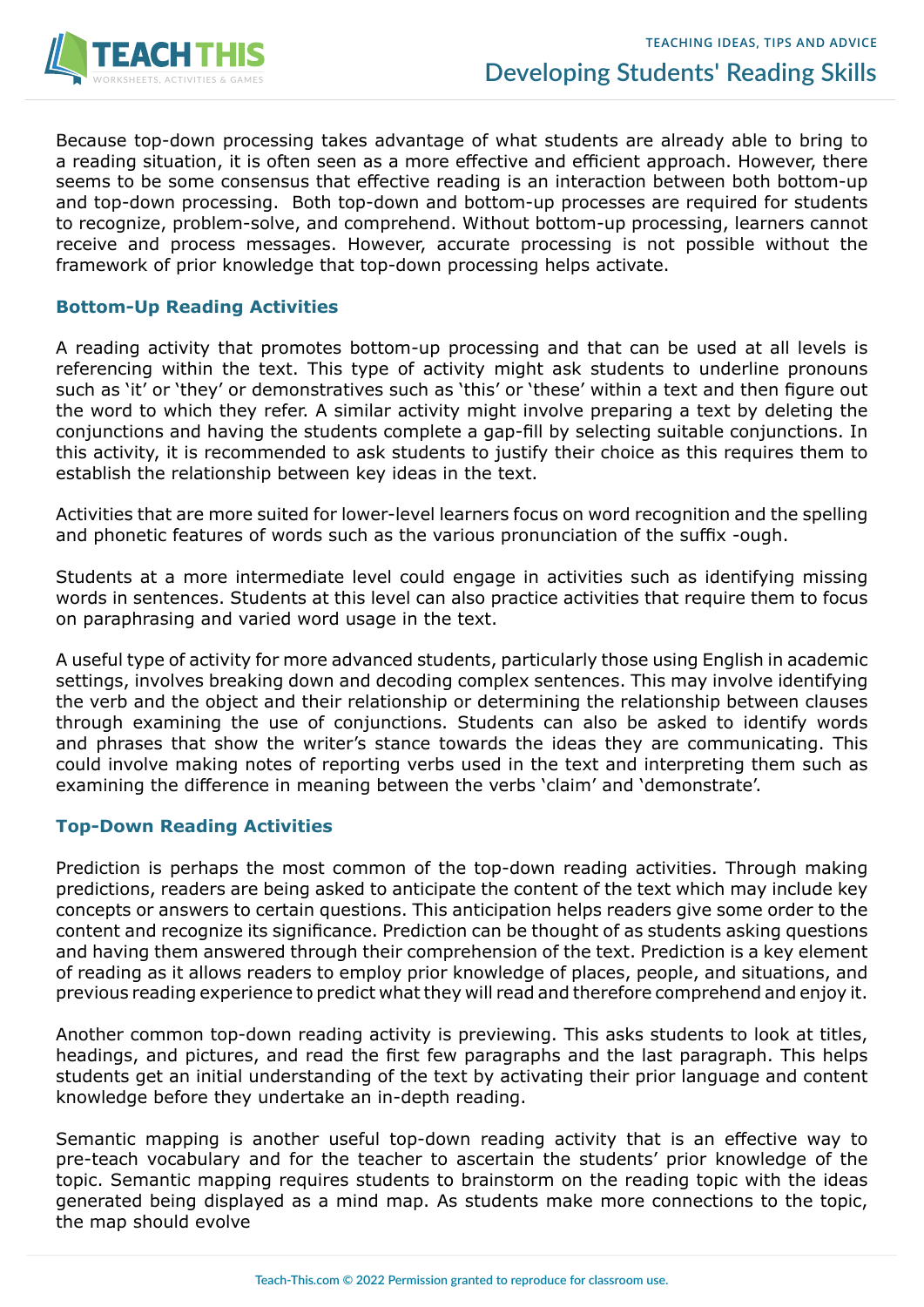Because top-down processing takes advantage of what students are already able to bring to a reading situation, it is often seen as a more effective and efficient approach. However, there seems to be some consensus that effective reading is an interaction between both bottom-up and top-down processing. Both top-down and bottom-up processes are required for students to recognize, problem-solve, and comprehend. Without bottom-up processing, learners cannot receive and process messages. However, accurate processing is not possible without the framework of prior knowledge that top-down processing helps activate.

### Bottom-Up Reading Activities

A reading activity that promotes bottom-up processing and that can be used at all levels is referencing within the text. This type of activity might ask students to underline pronouns such as 'it' or 'they' or demonstratives such as 'this' or 'these' within a text and then figure out the word to which they refer. A similar activity might involve preparing a text by deleting the conjunctions and having the students complete a gap-fill by selecting suitable conjunctions. In this activity, it is recommended to ask students to justify their choice as this requires them to establish the relationship between key ideas in the text.

Activities that are more suited for lower-level learners focus on word recognition and the spelling and phonetic features of words such as the various pronunciation of the suffix -ough.

Students at a more intermediate level could engage in activities such as identifying missing words in sentences. Students at this level can also practice activities that require them to focus on paraphrasing and varied word usage in the text.

A useful type of activity for more advanced students, particularly those using English in academic settings, involves breaking down and decoding complex sentences. This may involve identifying the verb and the object and their relationship or determining the relationship between clauses through examining the use of conjunctions. Students can also be asked to identify words and phrases that show the writer's stance towards the ideas they are communicating. This could involve making notes of reporting verbs used in the text and interpreting them such as examining the difference in meaning between the verbs 'claim' and 'demonstrate'.

### Top-Down Reading Activities

Prediction is perhaps the most common of the top-down reading activities. Through making predictions, readers are being asked to anticipate the content of the text which may include key concepts or answers to certain questions. This anticipation helps readers give some order to the content and recognize its significance. Prediction can be thought of as students asking questions and having them answered through their comprehension of the text. Prediction is a key element of reading as it allows readers to employ prior knowledge of places, people, and situations, and previous reading experience to predict what they will read and therefore comprehend and enjoy it.

Another common top-down reading activity is previewing. This asks students to look at titles, headings, and pictures, and read the first few paragraphs and the last paragraph. This helps students get an initial understanding of the text by activating their prior language and content knowledge before they undertake an in-depth reading.

Semantic mapping is another useful top-down reading activity that is an effective way to pre-teach vocabulary and for the teacher to ascertain the students' prior knowledge of the topic. Semantic mapping requires students to brainstorm on the reading topic with the ideas generated being displayed as a mind map. As students make more connections to the topic, the map should evolve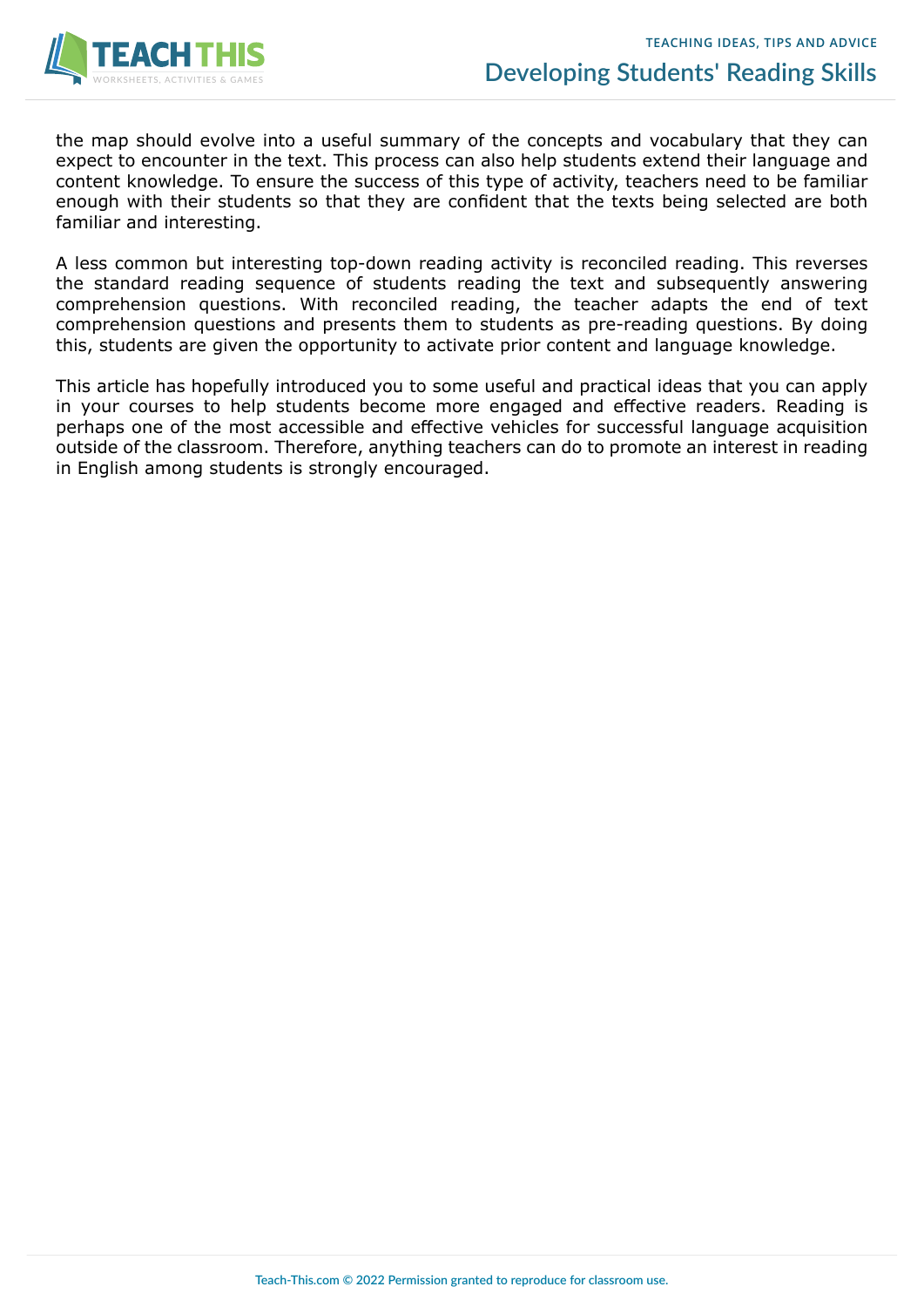the map should evolve into a useful summary of the concepts and vocabulary that they can expect to encounter in the text. This process can also help students extend their language and content knowledge. To ensure the success of this type of activity, teachers need to be familiar enough with their students so that they are confident that the texts being selected are both familiar and interesting.

A less common but interesting top-down reading activity is reconciled reading. This reverses the standard reading sequence of students reading the text and subsequently answering comprehension questions. With reconciled reading, the teacher adapts the end of text comprehension questions and presents them to students as pre-reading questions. By doing this, students are given the opportunity to activate prior content and language knowledge.

This article has hopefully introduced you to some useful and practical ideas that you can apply in your courses to help students become more engaged and effective readers. Reading is perhaps one of the most accessible and effective vehicles for successful language acquisition outside of the classroom. Therefore, anything teachers can do to promote an interest in reading in English among students is strongly encouraged.